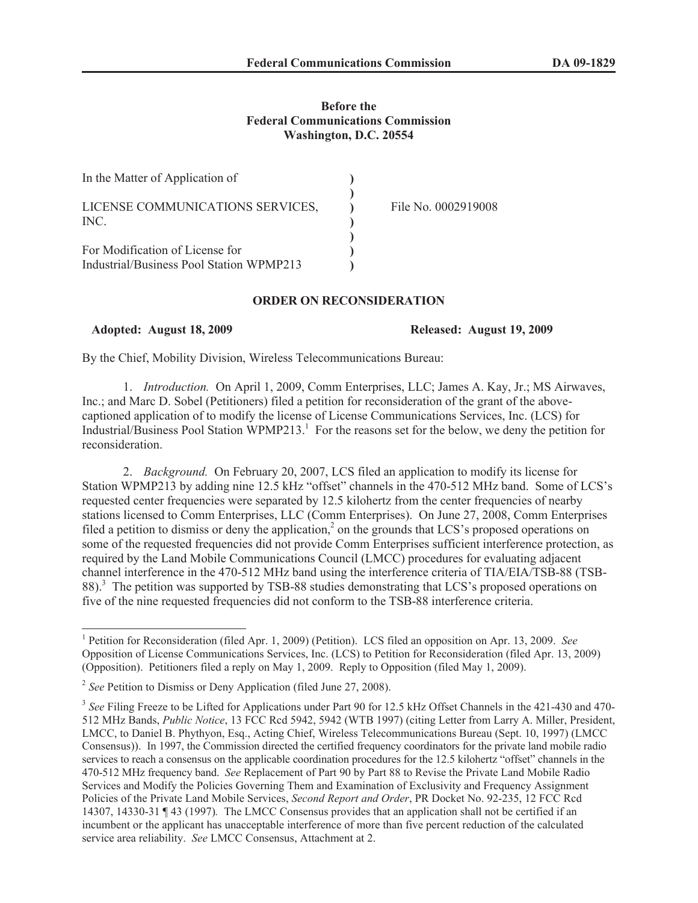**Before the**
**Federal Communications Commission**
**Washington, D.C. 20554**

| | | |
|---|---|---|
| In the Matter of Application of | ) | |
| | ) | |
| LICENSE COMMUNICATIONS SERVICES, INC. | ) | File No. 0002919008 |
| | ) | |
| For Modification of License for Industrial/Business Pool Station WPMP213 | ) | |

## ORDER ON RECONSIDERATION

**Adopted: August 18, 2009** **Released: August 19, 2009**

By the Chief, Mobility Division, Wireless Telecommunications Bureau:

1. *Introduction.* On April 1, 2009, Comm Enterprises, LLC; James A. Kay, Jr.; MS Airwaves, Inc.; and Marc D. Sobel (Petitioners) filed a petition for reconsideration of the grant of the above-captioned application of to modify the license of License Communications Services, Inc. (LCS) for Industrial/Business Pool Station WPMP213.[1] For the reasons set for the below, we deny the petition for reconsideration.

2. *Background.* On February 20, 2007, LCS filed an application to modify its license for Station WPMP213 by adding nine 12.5 kHz "offset" channels in the 470-512 MHz band. Some of LCS's requested center frequencies were separated by 12.5 kilohertz from the center frequencies of nearby stations licensed to Comm Enterprises, LLC (Comm Enterprises). On June 27, 2008, Comm Enterprises filed a petition to dismiss or deny the application,[2] on the grounds that LCS's proposed operations on some of the requested frequencies did not provide Comm Enterprises sufficient interference protection, as required by the Land Mobile Communications Council (LMCC) procedures for evaluating adjacent channel interference in the 470-512 MHz band using the interference criteria of TIA/EIA/TSB-88 (TSB-88).[3] The petition was supported by TSB-88 studies demonstrating that LCS's proposed operations on five of the nine requested frequencies did not conform to the TSB-88 interference criteria.

---

[1] Petition for Reconsideration (filed Apr. 1, 2009) (Petition). LCS filed an opposition on Apr. 13, 2009. *See* Opposition of License Communications Services, Inc. (LCS) to Petition for Reconsideration (filed Apr. 13, 2009) (Opposition). Petitioners filed a reply on May 1, 2009. Reply to Opposition (filed May 1, 2009).

[2] *See* Petition to Dismiss or Deny Application (filed June 27, 2008).

[3] *See* Filing Freeze to be Lifted for Applications under Part 90 for 12.5 kHz Offset Channels in the 421-430 and 470-512 MHz Bands, *Public Notice*, 13 FCC Rcd 5942, 5942 (WTB 1997) (citing Letter from Larry A. Miller, President, LMCC, to Daniel B. Phythyon, Esq., Acting Chief, Wireless Telecommunications Bureau (Sept. 10, 1997) (LMCC Consensus)). In 1997, the Commission directed the certified frequency coordinators for the private land mobile radio services to reach a consensus on the applicable coordination procedures for the 12.5 kilohertz "offset" channels in the 470-512 MHz frequency band. *See* Replacement of Part 90 by Part 88 to Revise the Private Land Mobile Radio Services and Modify the Policies Governing Them and Examination of Exclusivity and Frequency Assignment Policies of the Private Land Mobile Services, *Second Report and Order*, PR Docket No. 92-235, 12 FCC Rcd 14307, 14330-31 ¶ 43 (1997)*.* The LMCC Consensus provides that an application shall not be certified if an incumbent or the applicant has unacceptable interference of more than five percent reduction of the calculated service area reliability. *See* LMCC Consensus, Attachment at 2.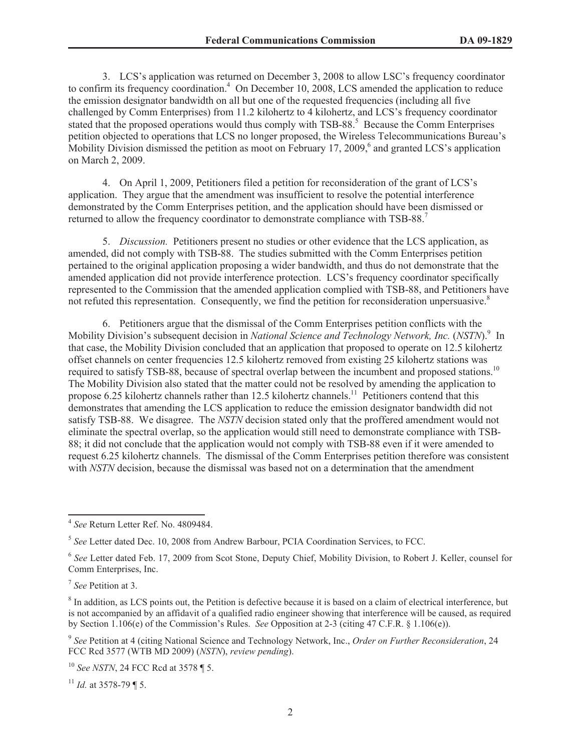3. LCS's application was returned on December 3, 2008 to allow LSC's frequency coordinator to confirm its frequency coordination.[4] On December 10, 2008, LCS amended the application to reduce the emission designator bandwidth on all but one of the requested frequencies (including all five challenged by Comm Enterprises) from 11.2 kilohertz to 4 kilohertz, and LCS's frequency coordinator stated that the proposed operations would thus comply with TSB-88.[5] Because the Comm Enterprises petition objected to operations that LCS no longer proposed, the Wireless Telecommunications Bureau's Mobility Division dismissed the petition as moot on February 17, 2009,[6] and granted LCS's application on March 2, 2009.

4. On April 1, 2009, Petitioners filed a petition for reconsideration of the grant of LCS's application. They argue that the amendment was insufficient to resolve the potential interference demonstrated by the Comm Enterprises petition, and the application should have been dismissed or returned to allow the frequency coordinator to demonstrate compliance with TSB-88.[7]

5. *Discussion.* Petitioners present no studies or other evidence that the LCS application, as amended, did not comply with TSB-88. The studies submitted with the Comm Enterprises petition pertained to the original application proposing a wider bandwidth, and thus do not demonstrate that the amended application did not provide interference protection. LCS's frequency coordinator specifically represented to the Commission that the amended application complied with TSB-88, and Petitioners have not refuted this representation. Consequently, we find the petition for reconsideration unpersuasive.[8]

6. Petitioners argue that the dismissal of the Comm Enterprises petition conflicts with the Mobility Division's subsequent decision in *National Science and Technology Network, Inc.* (*NSTN*).[9] In that case, the Mobility Division concluded that an application that proposed to operate on 12.5 kilohertz offset channels on center frequencies 12.5 kilohertz removed from existing 25 kilohertz stations was required to satisfy TSB-88, because of spectral overlap between the incumbent and proposed stations.[10] The Mobility Division also stated that the matter could not be resolved by amending the application to propose 6.25 kilohertz channels rather than 12.5 kilohertz channels.[11] Petitioners contend that this demonstrates that amending the LCS application to reduce the emission designator bandwidth did not satisfy TSB-88. We disagree. The *NSTN* decision stated only that the proffered amendment would not eliminate the spectral overlap, so the application would still need to demonstrate compliance with TSB-88; it did not conclude that the application would not comply with TSB-88 even if it were amended to request 6.25 kilohertz channels. The dismissal of the Comm Enterprises petition therefore was consistent with *NSTN* decision, because the dismissal was based not on a determination that the amendment

---

[4] *See* Return Letter Ref. No. 4809484.

[5] *See* Letter dated Dec. 10, 2008 from Andrew Barbour, PCIA Coordination Services, to FCC.

[6] *See* Letter dated Feb. 17, 2009 from Scot Stone, Deputy Chief, Mobility Division, to Robert J. Keller, counsel for Comm Enterprises, Inc.

[7] *See* Petition at 3.

[8] In addition, as LCS points out, the Petition is defective because it is based on a claim of electrical interference, but is not accompanied by an affidavit of a qualified radio engineer showing that interference will be caused, as required by Section 1.106(e) of the Commission's Rules. *See* Opposition at 2-3 (citing 47 C.F.R. § 1.106(e)).

[9] *See* Petition at 4 (citing National Science and Technology Network, Inc., *Order on Further Reconsideration*, 24 FCC Rcd 3577 (WTB MD 2009) (*NSTN*), *review pending*).

[10] *See NSTN*, 24 FCC Rcd at 3578 ¶ 5.

[11] *Id.* at 3578-79 ¶ 5.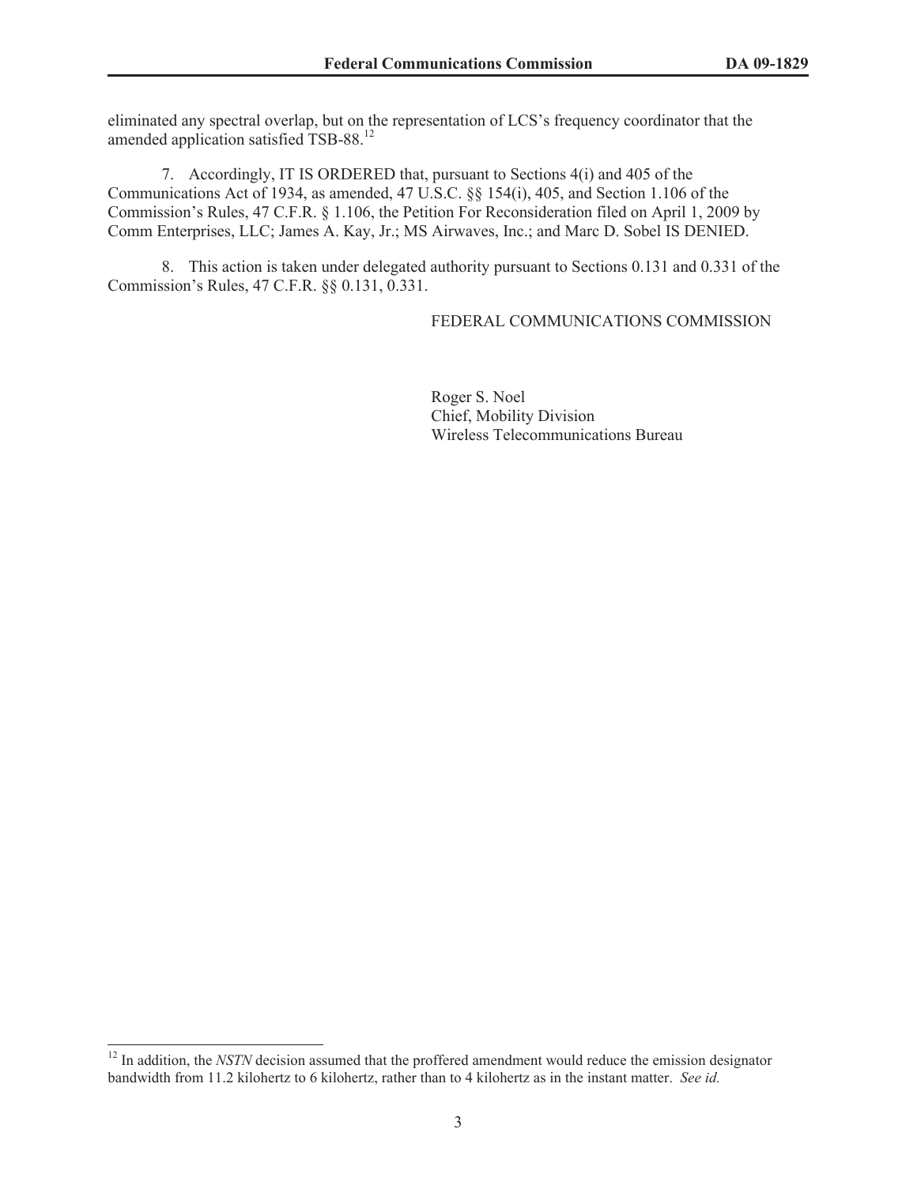eliminated any spectral overlap, but on the representation of LCS's frequency coordinator that the amended application satisfied TSB-88.[12]

7. Accordingly, IT IS ORDERED that, pursuant to Sections 4(i) and 405 of the Communications Act of 1934, as amended, 47 U.S.C. §§ 154(i), 405, and Section 1.106 of the Commission's Rules, 47 C.F.R. § 1.106, the Petition For Reconsideration filed on April 1, 2009 by Comm Enterprises, LLC; James A. Kay, Jr.; MS Airwaves, Inc.; and Marc D. Sobel IS DENIED.

8. This action is taken under delegated authority pursuant to Sections 0.131 and 0.331 of the Commission's Rules, 47 C.F.R. §§ 0.131, 0.331.

FEDERAL COMMUNICATIONS COMMISSION

Roger S. Noel
Chief, Mobility Division
Wireless Telecommunications Bureau

---

[12] In addition, the *NSTN* decision assumed that the proffered amendment would reduce the emission designator bandwidth from 11.2 kilohertz to 6 kilohertz, rather than to 4 kilohertz as in the instant matter. *See id.*